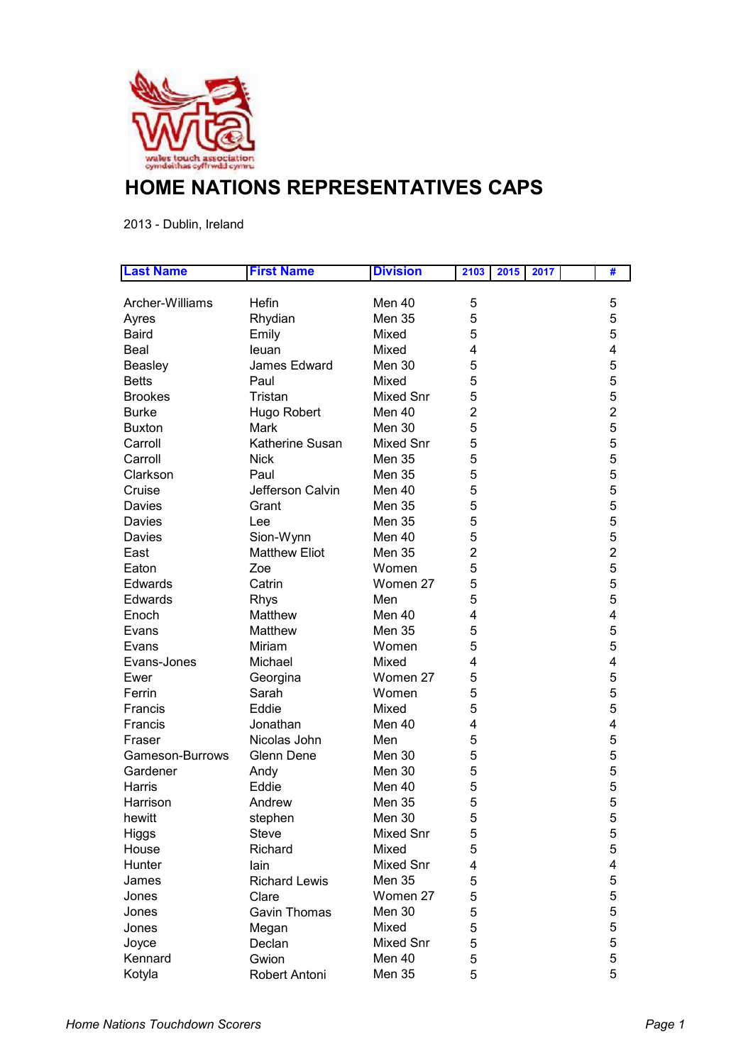# HOME NATIONS REPRESENTATIVES CAPS

2013 - Dublin, Ireland

| Last Name | First Name | Division | 2103 | 2015 | 2017 | | # |
|---|---|---|---|---|---|---|---|
| Archer-Williams | Hefin | Men 40 | 5 | | | | 5 |
| Ayres | Rhydian | Men 35 | 5 | | | | 5 |
| Baird | Emily | Mixed | 5 | | | | 5 |
| Beal | Ieuan | Mixed | 4 | | | | 4 |
| Beasley | James Edward | Men 30 | 5 | | | | 5 |
| Betts | Paul | Mixed | 5 | | | | 5 |
| Brookes | Tristan | Mixed Snr | 5 | | | | 5 |
| Burke | Hugo Robert | Men 40 | 2 | | | | 2 |
| Buxton | Mark | Men 30 | 5 | | | | 5 |
| Carroll | Katherine Susan | Mixed Snr | 5 | | | | 5 |
| Carroll | Nick | Men 35 | 5 | | | | 5 |
| Clarkson | Paul | Men 35 | 5 | | | | 5 |
| Cruise | Jefferson Calvin | Men 40 | 5 | | | | 5 |
| Davies | Grant | Men 35 | 5 | | | | 5 |
| Davies | Lee | Men 35 | 5 | | | | 5 |
| Davies | Sion-Wynn | Men 40 | 5 | | | | 5 |
| East | Matthew Eliot | Men 35 | 2 | | | | 2 |
| Eaton | Zoe | Women | 5 | | | | 5 |
| Edwards | Catrin | Women 27 | 5 | | | | 5 |
| Edwards | Rhys | Men | 5 | | | | 5 |
| Enoch | Matthew | Men 40 | 4 | | | | 4 |
| Evans | Matthew | Men 35 | 5 | | | | 5 |
| Evans | Miriam | Women | 5 | | | | 5 |
| Evans-Jones | Michael | Mixed | 4 | | | | 4 |
| Ewer | Georgina | Women 27 | 5 | | | | 5 |
| Ferrin | Sarah | Women | 5 | | | | 5 |
| Francis | Eddie | Mixed | 5 | | | | 5 |
| Francis | Jonathan | Men 40 | 4 | | | | 4 |
| Fraser | Nicolas John | Men | 5 | | | | 5 |
| Gameson-Burrows | Glenn Dene | Men 30 | 5 | | | | 5 |
| Gardener | Andy | Men 30 | 5 | | | | 5 |
| Harris | Eddie | Men 40 | 5 | | | | 5 |
| Harrison | Andrew | Men 35 | 5 | | | | 5 |
| hewitt | stephen | Men 30 | 5 | | | | 5 |
| Higgs | Steve | Mixed Snr | 5 | | | | 5 |
| House | Richard | Mixed | 5 | | | | 5 |
| Hunter | Iain | Mixed Snr | 4 | | | | 4 |
| James | Richard Lewis | Men 35 | 5 | | | | 5 |
| Jones | Clare | Women 27 | 5 | | | | 5 |
| Jones | Gavin Thomas | Men 30 | 5 | | | | 5 |
| Jones | Megan | Mixed | 5 | | | | 5 |
| Joyce | Declan | Mixed Snr | 5 | | | | 5 |
| Kennard | Gwion | Men 40 | 5 | | | | 5 |
| Kotyla | Robert Antoni | Men 35 | 5 | | | | 5 |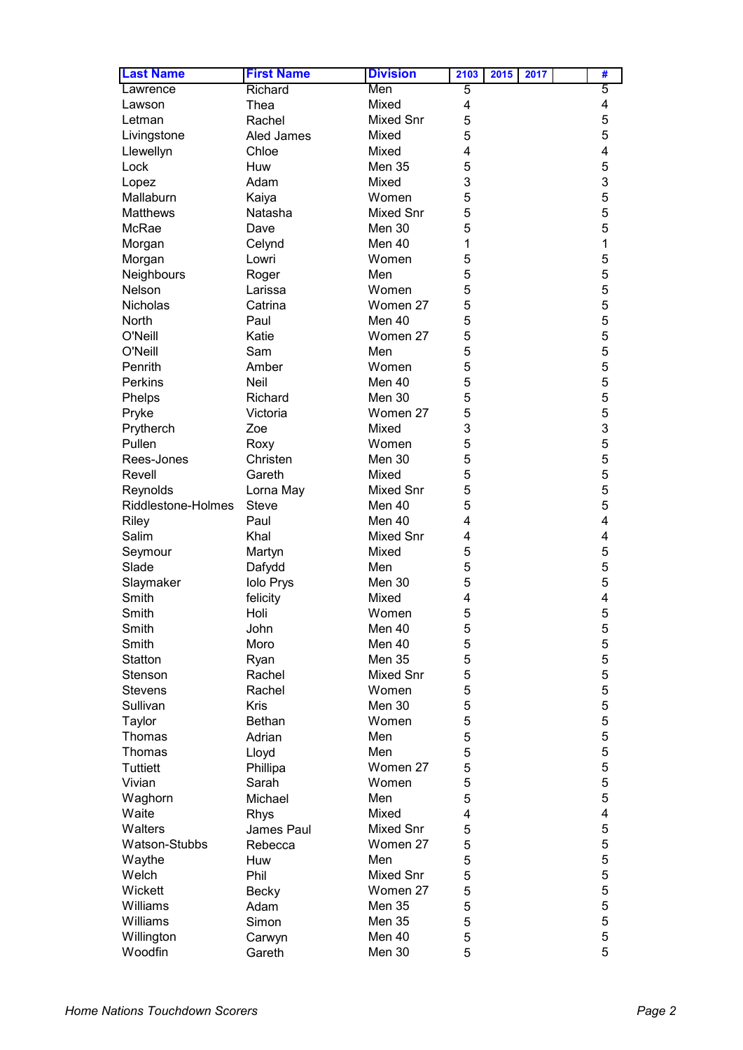| Last Name | First Name | Division | 2103 | 2015 | 2017 | | # |
|---|---|---|---|---|---|---|---|
| Lawrence | Richard | Men | 5 | | | | 5 |
| Lawson | Thea | Mixed | 4 | | | | 4 |
| Letman | Rachel | Mixed Snr | 5 | | | | 5 |
| Livingstone | Aled James | Mixed | 5 | | | | 5 |
| Llewellyn | Chloe | Mixed | 4 | | | | 4 |
| Lock | Huw | Men 35 | 5 | | | | 5 |
| Lopez | Adam | Mixed | 3 | | | | 3 |
| Mallaburn | Kaiya | Women | 5 | | | | 5 |
| Matthews | Natasha | Mixed Snr | 5 | | | | 5 |
| McRae | Dave | Men 30 | 5 | | | | 5 |
| Morgan | Celynd | Men 40 | 1 | | | | 1 |
| Morgan | Lowri | Women | 5 | | | | 5 |
| Neighbours | Roger | Men | 5 | | | | 5 |
| Nelson | Larissa | Women | 5 | | | | 5 |
| Nicholas | Catrina | Women 27 | 5 | | | | 5 |
| North | Paul | Men 40 | 5 | | | | 5 |
| O'Neill | Katie | Women 27 | 5 | | | | 5 |
| O'Neill | Sam | Men | 5 | | | | 5 |
| Penrith | Amber | Women | 5 | | | | 5 |
| Perkins | Neil | Men 40 | 5 | | | | 5 |
| Phelps | Richard | Men 30 | 5 | | | | 5 |
| Pryke | Victoria | Women 27 | 5 | | | | 5 |
| Prytherch | Zoe | Mixed | 3 | | | | 3 |
| Pullen | Roxy | Women | 5 | | | | 5 |
| Rees-Jones | Christen | Men 30 | 5 | | | | 5 |
| Revell | Gareth | Mixed | 5 | | | | 5 |
| Reynolds | Lorna May | Mixed Snr | 5 | | | | 5 |
| Riddlestone-Holmes | Steve | Men 40 | 5 | | | | 5 |
| Riley | Paul | Men 40 | 4 | | | | 4 |
| Salim | Khal | Mixed Snr | 4 | | | | 4 |
| Seymour | Martyn | Mixed | 5 | | | | 5 |
| Slade | Dafydd | Men | 5 | | | | 5 |
| Slaymaker | Iolo Prys | Men 30 | 5 | | | | 5 |
| Smith | felicity | Mixed | 4 | | | | 4 |
| Smith | Holi | Women | 5 | | | | 5 |
| Smith | John | Men 40 | 5 | | | | 5 |
| Smith | Moro | Men 40 | 5 | | | | 5 |
| Statton | Ryan | Men 35 | 5 | | | | 5 |
| Stenson | Rachel | Mixed Snr | 5 | | | | 5 |
| Stevens | Rachel | Women | 5 | | | | 5 |
| Sullivan | Kris | Men 30 | 5 | | | | 5 |
| Taylor | Bethan | Women | 5 | | | | 5 |
| Thomas | Adrian | Men | 5 | | | | 5 |
| Thomas | Lloyd | Men | 5 | | | | 5 |
| Tuttiett | Phillipa | Women 27 | 5 | | | | 5 |
| Vivian | Sarah | Women | 5 | | | | 5 |
| Waghorn | Michael | Men | 5 | | | | 5 |
| Waite | Rhys | Mixed | 4 | | | | 4 |
| Walters | James Paul | Mixed Snr | 5 | | | | 5 |
| Watson-Stubbs | Rebecca | Women 27 | 5 | | | | 5 |
| Waythe | Huw | Men | 5 | | | | 5 |
| Welch | Phil | Mixed Snr | 5 | | | | 5 |
| Wickett | Becky | Women 27 | 5 | | | | 5 |
| Williams | Adam | Men 35 | 5 | | | | 5 |
| Williams | Simon | Men 35 | 5 | | | | 5 |
| Willington | Carwyn | Men 40 | 5 | | | | 5 |
| Woodfin | Gareth | Men 30 | 5 | | | | 5 |